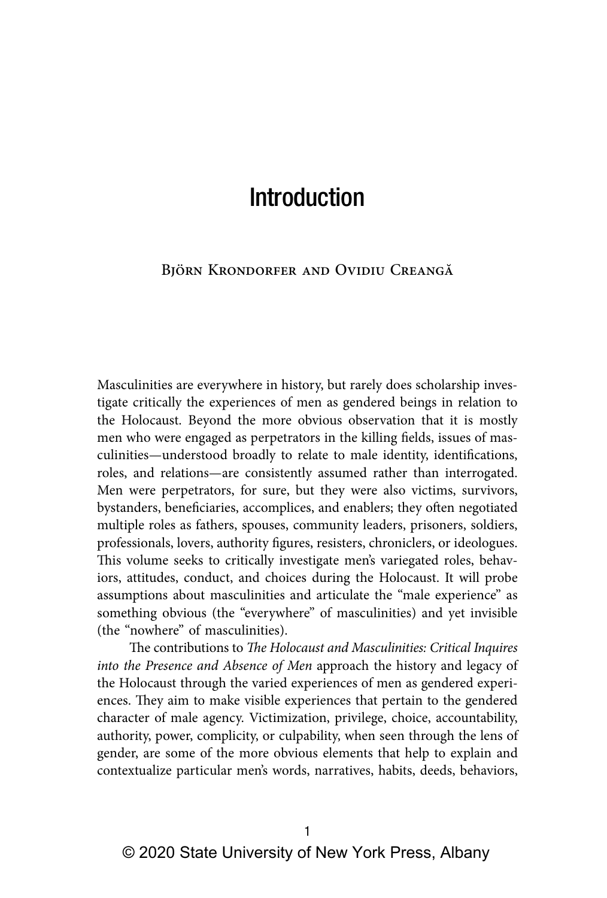# Introduction

Björn Krondorfer and Ovidiu Creangă

Masculinities are everywhere in history, but rarely does scholarship investigate critically the experiences of men as gendered beings in relation to the Holocaust. Beyond the more obvious observation that it is mostly men who were engaged as perpetrators in the killing fields, issues of masculinities—understood broadly to relate to male identity, identifications, roles, and relations—are consistently assumed rather than interrogated. Men were perpetrators, for sure, but they were also victims, survivors, bystanders, beneficiaries, accomplices, and enablers; they often negotiated multiple roles as fathers, spouses, community leaders, prisoners, soldiers, professionals, lovers, authority figures, resisters, chroniclers, or ideologues. This volume seeks to critically investigate men's variegated roles, behaviors, attitudes, conduct, and choices during the Holocaust. It will probe assumptions about masculinities and articulate the "male experience" as something obvious (the "everywhere" of masculinities) and yet invisible (the "nowhere" of masculinities).

The contributions to *The Holocaust and Masculinities: Critical Inquires into the Presence and Absence of Men* approach the history and legacy of the Holocaust through the varied experiences of men as gendered experiences. They aim to make visible experiences that pertain to the gendered character of male agency. Victimization, privilege, choice, accountability, authority, power, complicity, or culpability, when seen through the lens of gender, are some of the more obvious elements that help to explain and contextualize particular men's words, narratives, habits, deeds, behaviors,

© 2020 State University of New York Press, Albany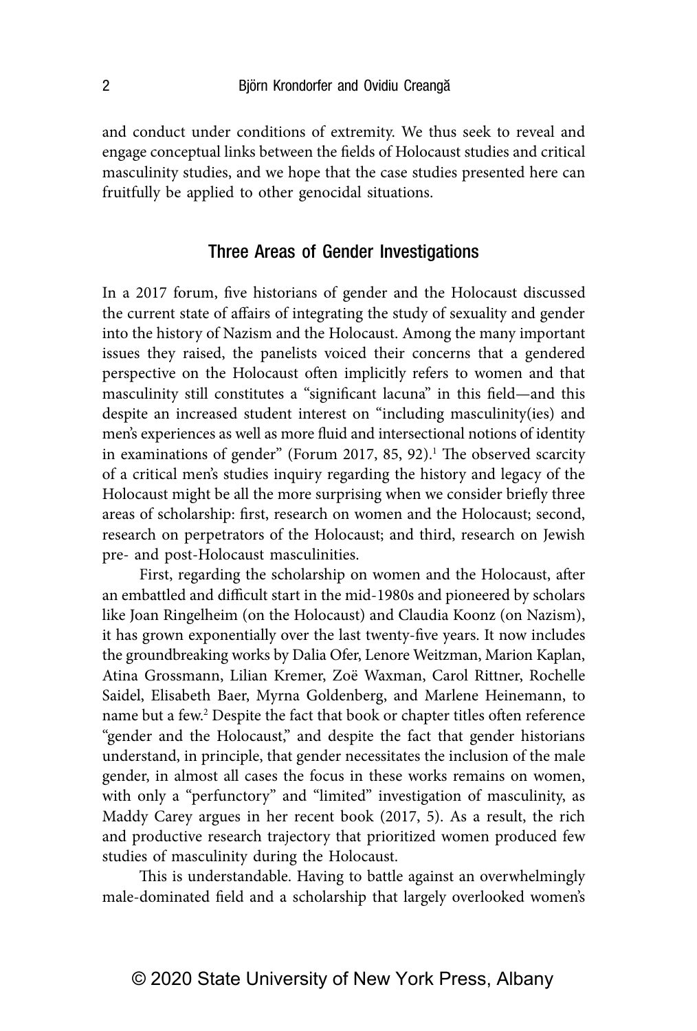and conduct under conditions of extremity. We thus seek to reveal and engage conceptual links between the fields of Holocaust studies and critical masculinity studies, and we hope that the case studies presented here can fruitfully be applied to other genocidal situations.

## Three Areas of Gender Investigations

In a 2017 forum, five historians of gender and the Holocaust discussed the current state of affairs of integrating the study of sexuality and gender into the history of Nazism and the Holocaust. Among the many important issues they raised, the panelists voiced their concerns that a gendered perspective on the Holocaust often implicitly refers to women and that masculinity still constitutes a "significant lacuna" in this field—and this despite an increased student interest on "including masculinity(ies) and men's experiences as well as more fluid and intersectional notions of identity in examinations of gender" (Forum 2017, 85, 92).[1] The observed scarcity of a critical men's studies inquiry regarding the history and legacy of the Holocaust might be all the more surprising when we consider briefly three areas of scholarship: first, research on women and the Holocaust; second, research on perpetrators of the Holocaust; and third, research on Jewish pre- and post-Holocaust masculinities.

First, regarding the scholarship on women and the Holocaust, after an embattled and difficult start in the mid-1980s and pioneered by scholars like Joan Ringelheim (on the Holocaust) and Claudia Koonz (on Nazism), it has grown exponentially over the last twenty-five years. It now includes the groundbreaking works by Dalia Ofer, Lenore Weitzman, Marion Kaplan, Atina Grossmann, Lilian Kremer, Zoë Waxman, Carol Rittner, Rochelle Saidel, Elisabeth Baer, Myrna Goldenberg, and Marlene Heinemann, to name but a few.[2] Despite the fact that book or chapter titles often reference "gender and the Holocaust," and despite the fact that gender historians understand, in principle, that gender necessitates the inclusion of the male gender, in almost all cases the focus in these works remains on women, with only a "perfunctory" and "limited" investigation of masculinity, as Maddy Carey argues in her recent book (2017, 5). As a result, the rich and productive research trajectory that prioritized women produced few studies of masculinity during the Holocaust.

This is understandable. Having to battle against an overwhelmingly male-dominated field and a scholarship that largely overlooked women's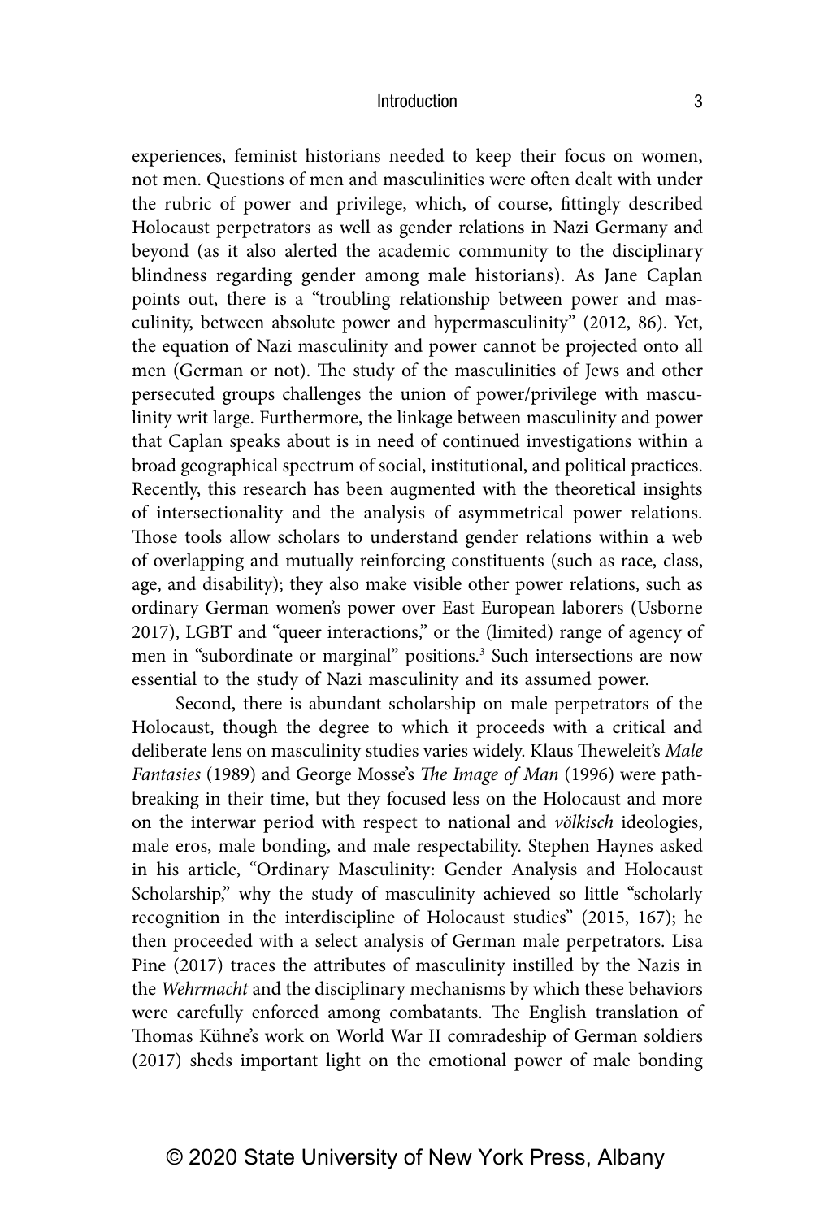experiences, feminist historians needed to keep their focus on women, not men. Questions of men and masculinities were often dealt with under the rubric of power and privilege, which, of course, fittingly described Holocaust perpetrators as well as gender relations in Nazi Germany and beyond (as it also alerted the academic community to the disciplinary blindness regarding gender among male historians). As Jane Caplan points out, there is a "troubling relationship between power and masculinity, between absolute power and hypermasculinity" (2012, 86). Yet, the equation of Nazi masculinity and power cannot be projected onto all men (German or not). The study of the masculinities of Jews and other persecuted groups challenges the union of power/privilege with masculinity writ large. Furthermore, the linkage between masculinity and power that Caplan speaks about is in need of continued investigations within a broad geographical spectrum of social, institutional, and political practices. Recently, this research has been augmented with the theoretical insights of intersectionality and the analysis of asymmetrical power relations. Those tools allow scholars to understand gender relations within a web of overlapping and mutually reinforcing constituents (such as race, class, age, and disability); they also make visible other power relations, such as ordinary German women's power over East European laborers (Usborne 2017), LGBT and "queer interactions," or the (limited) range of agency of men in "subordinate or marginal" positions.[3] Such intersections are now essential to the study of Nazi masculinity and its assumed power.

Second, there is abundant scholarship on male perpetrators of the Holocaust, though the degree to which it proceeds with a critical and deliberate lens on masculinity studies varies widely. Klaus Theweleit's *Male Fantasies* (1989) and George Mosse's *The Image of Man* (1996) were pathbreaking in their time, but they focused less on the Holocaust and more on the interwar period with respect to national and *völkisch* ideologies, male eros, male bonding, and male respectability. Stephen Haynes asked in his article, "Ordinary Masculinity: Gender Analysis and Holocaust Scholarship," why the study of masculinity achieved so little "scholarly recognition in the interdiscipline of Holocaust studies" (2015, 167); he then proceeded with a select analysis of German male perpetrators. Lisa Pine (2017) traces the attributes of masculinity instilled by the Nazis in the *Wehrmacht* and the disciplinary mechanisms by which these behaviors were carefully enforced among combatants. The English translation of Thomas Kühne's work on World War II comradeship of German soldiers (2017) sheds important light on the emotional power of male bonding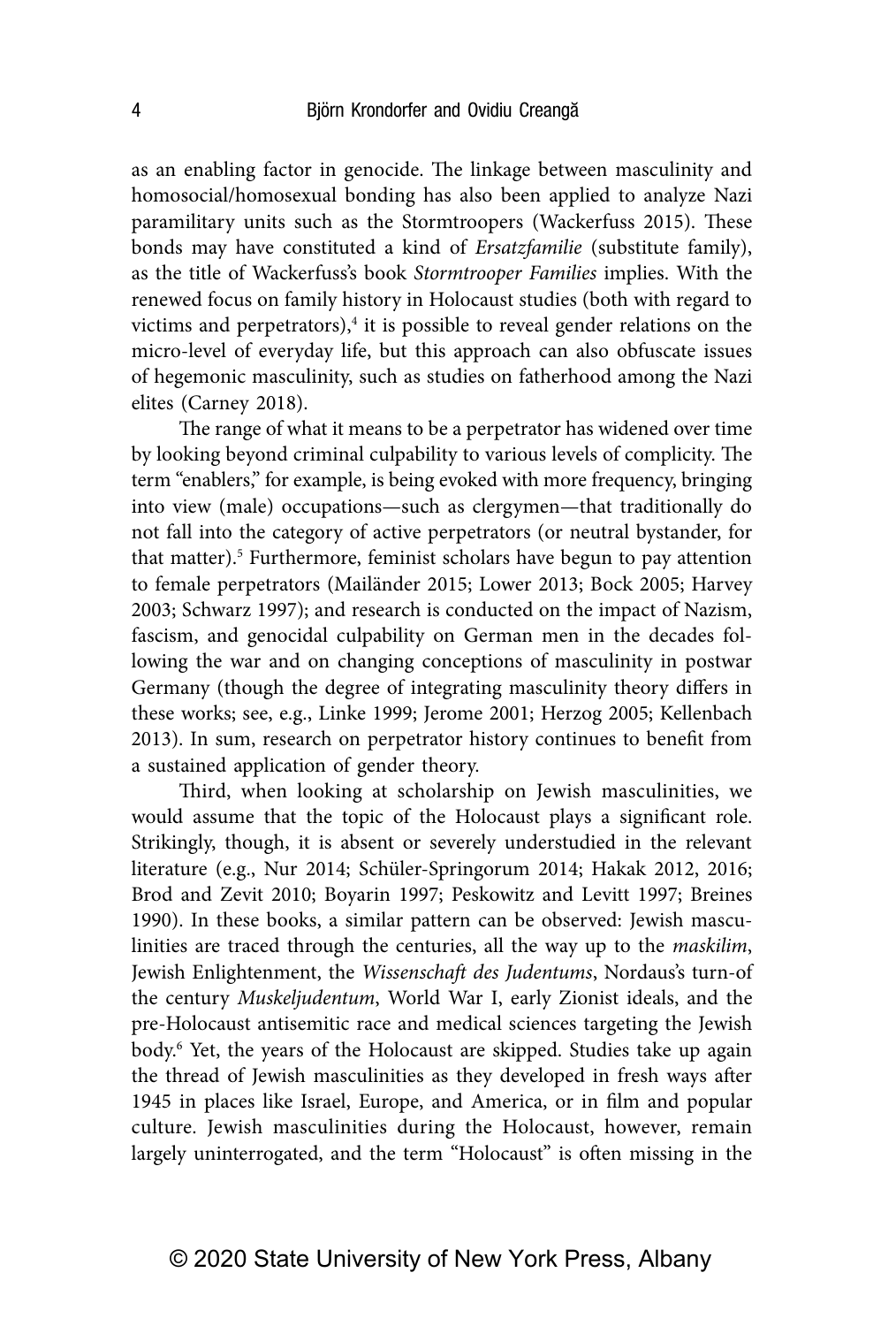as an enabling factor in genocide. The linkage between masculinity and homosocial/homosexual bonding has also been applied to analyze Nazi paramilitary units such as the Stormtroopers (Wackerfuss 2015). These bonds may have constituted a kind of *Ersatzfamilie* (substitute family), as the title of Wackerfuss's book *Stormtrooper Families* implies. With the renewed focus on family history in Holocaust studies (both with regard to victims and perpetrators),[4] it is possible to reveal gender relations on the micro-level of everyday life, but this approach can also obfuscate issues of hegemonic masculinity, such as studies on fatherhood among the Nazi elites (Carney 2018).

The range of what it means to be a perpetrator has widened over time by looking beyond criminal culpability to various levels of complicity. The term "enablers," for example, is being evoked with more frequency, bringing into view (male) occupations—such as clergymen—that traditionally do not fall into the category of active perpetrators (or neutral bystander, for that matter).[5] Furthermore, feminist scholars have begun to pay attention to female perpetrators (Mailänder 2015; Lower 2013; Bock 2005; Harvey 2003; Schwarz 1997); and research is conducted on the impact of Nazism, fascism, and genocidal culpability on German men in the decades following the war and on changing conceptions of masculinity in postwar Germany (though the degree of integrating masculinity theory differs in these works; see, e.g., Linke 1999; Jerome 2001; Herzog 2005; Kellenbach 2013). In sum, research on perpetrator history continues to benefit from a sustained application of gender theory.

Third, when looking at scholarship on Jewish masculinities, we would assume that the topic of the Holocaust plays a significant role. Strikingly, though, it is absent or severely understudied in the relevant literature (e.g., Nur 2014; Schüler-Springorum 2014; Hakak 2012, 2016; Brod and Zevit 2010; Boyarin 1997; Peskowitz and Levitt 1997; Breines 1990). In these books, a similar pattern can be observed: Jewish masculinities are traced through the centuries, all the way up to the *maskilim*, Jewish Enlightenment, the *Wissenschaft des Judentums*, Nordaus's turn-of the century *Muskeljudentum*, World War I, early Zionist ideals, and the pre-Holocaust antisemitic race and medical sciences targeting the Jewish body.[6] Yet, the years of the Holocaust are skipped. Studies take up again the thread of Jewish masculinities as they developed in fresh ways after 1945 in places like Israel, Europe, and America, or in film and popular culture. Jewish masculinities during the Holocaust, however, remain largely uninterrogated, and the term "Holocaust" is often missing in the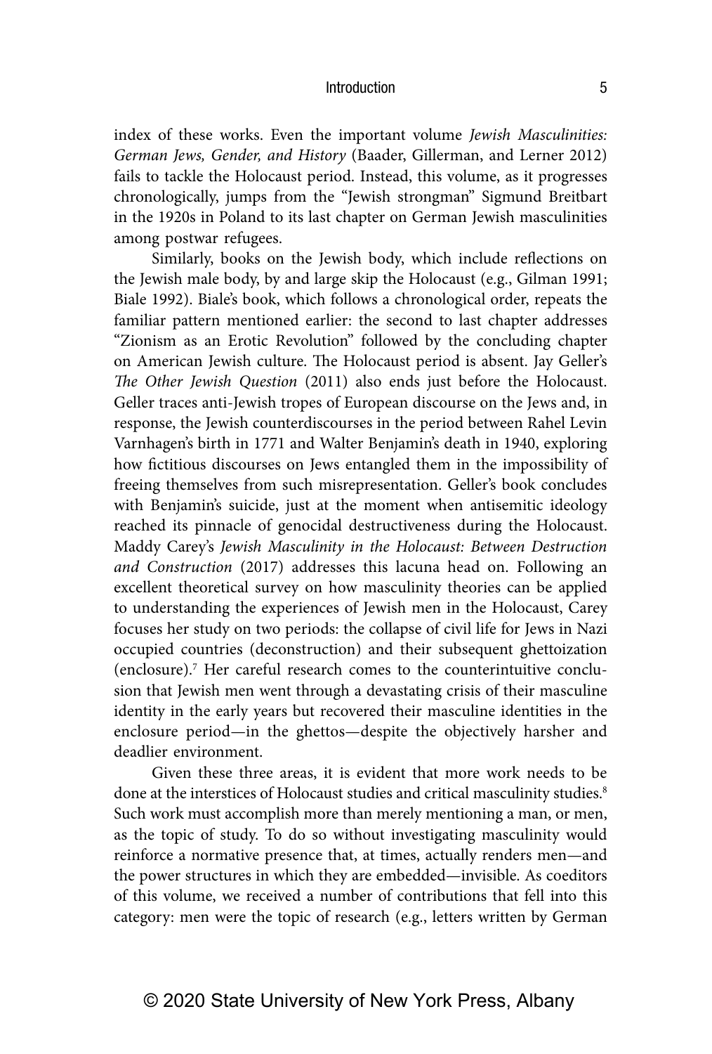index of these works. Even the important volume *Jewish Masculinities: German Jews, Gender, and History* (Baader, Gillerman, and Lerner 2012) fails to tackle the Holocaust period. Instead, this volume, as it progresses chronologically, jumps from the "Jewish strongman" Sigmund Breitbart in the 1920s in Poland to its last chapter on German Jewish masculinities among postwar refugees.

Similarly, books on the Jewish body, which include reflections on the Jewish male body, by and large skip the Holocaust (e.g., Gilman 1991; Biale 1992). Biale's book, which follows a chronological order, repeats the familiar pattern mentioned earlier: the second to last chapter addresses "Zionism as an Erotic Revolution" followed by the concluding chapter on American Jewish culture. The Holocaust period is absent. Jay Geller's *The Other Jewish Question* (2011) also ends just before the Holocaust. Geller traces anti-Jewish tropes of European discourse on the Jews and, in response, the Jewish counterdiscourses in the period between Rahel Levin Varnhagen's birth in 1771 and Walter Benjamin's death in 1940, exploring how fictitious discourses on Jews entangled them in the impossibility of freeing themselves from such misrepresentation. Geller's book concludes with Benjamin's suicide, just at the moment when antisemitic ideology reached its pinnacle of genocidal destructiveness during the Holocaust. Maddy Carey's *Jewish Masculinity in the Holocaust: Between Destruction and Construction* (2017) addresses this lacuna head on. Following an excellent theoretical survey on how masculinity theories can be applied to understanding the experiences of Jewish men in the Holocaust, Carey focuses her study on two periods: the collapse of civil life for Jews in Nazi occupied countries (deconstruction) and their subsequent ghettoization (enclosure).[7] Her careful research comes to the counterintuitive conclusion that Jewish men went through a devastating crisis of their masculine identity in the early years but recovered their masculine identities in the enclosure period—in the ghettos—despite the objectively harsher and deadlier environment.

Given these three areas, it is evident that more work needs to be done at the interstices of Holocaust studies and critical masculinity studies.[8] Such work must accomplish more than merely mentioning a man, or men, as the topic of study. To do so without investigating masculinity would reinforce a normative presence that, at times, actually renders men—and the power structures in which they are embedded—invisible. As coeditors of this volume, we received a number of contributions that fell into this category: men were the topic of research (e.g., letters written by German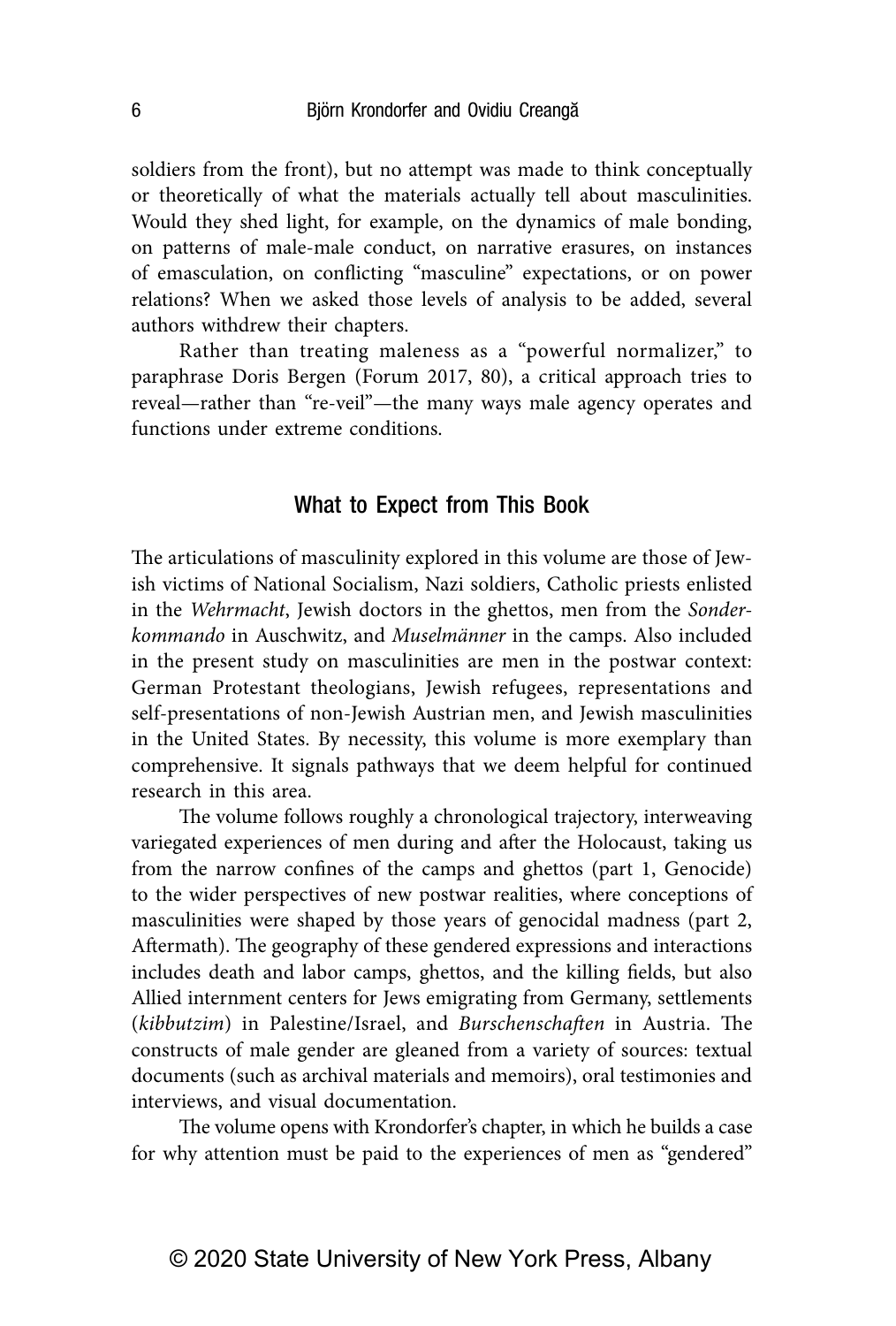soldiers from the front), but no attempt was made to think conceptually or theoretically of what the materials actually tell about masculinities. Would they shed light, for example, on the dynamics of male bonding, on patterns of male-male conduct, on narrative erasures, on instances of emasculation, on conflicting "masculine" expectations, or on power relations? When we asked those levels of analysis to be added, several authors withdrew their chapters.

Rather than treating maleness as a "powerful normalizer," to paraphrase Doris Bergen (Forum 2017, 80), a critical approach tries to reveal—rather than "re-veil"—the many ways male agency operates and functions under extreme conditions.

## What to Expect from This Book

The articulations of masculinity explored in this volume are those of Jewish victims of National Socialism, Nazi soldiers, Catholic priests enlisted in the *Wehrmacht*, Jewish doctors in the ghettos, men from the *Sonderkommando* in Auschwitz, and *Muselmänner* in the camps. Also included in the present study on masculinities are men in the postwar context: German Protestant theologians, Jewish refugees, representations and self-presentations of non-Jewish Austrian men, and Jewish masculinities in the United States. By necessity, this volume is more exemplary than comprehensive. It signals pathways that we deem helpful for continued research in this area.

The volume follows roughly a chronological trajectory, interweaving variegated experiences of men during and after the Holocaust, taking us from the narrow confines of the camps and ghettos (part 1, Genocide) to the wider perspectives of new postwar realities, where conceptions of masculinities were shaped by those years of genocidal madness (part 2, Aftermath). The geography of these gendered expressions and interactions includes death and labor camps, ghettos, and the killing fields, but also Allied internment centers for Jews emigrating from Germany, settlements (*kibbutzim*) in Palestine/Israel, and *Burschenschaften* in Austria. The constructs of male gender are gleaned from a variety of sources: textual documents (such as archival materials and memoirs), oral testimonies and interviews, and visual documentation.

The volume opens with Krondorfer's chapter, in which he builds a case for why attention must be paid to the experiences of men as "gendered"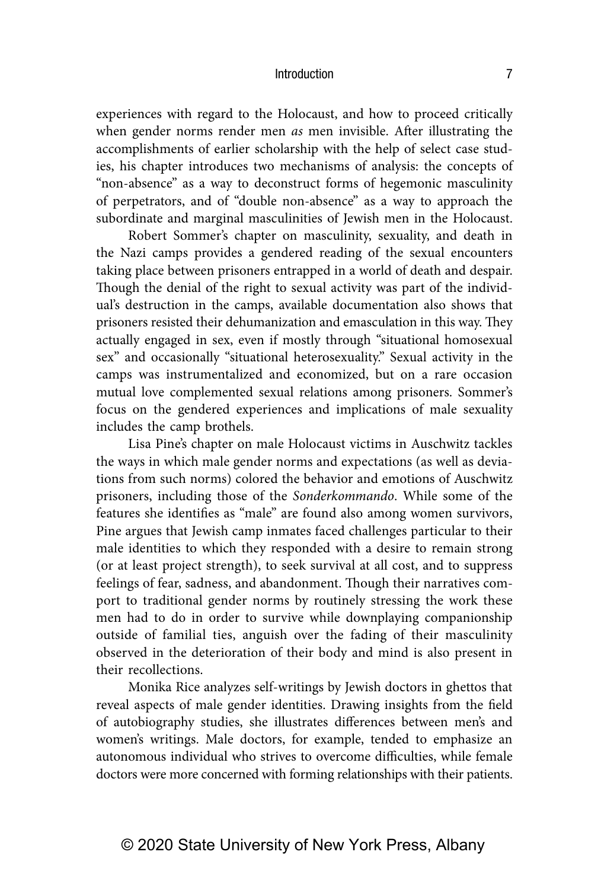experiences with regard to the Holocaust, and how to proceed critically when gender norms render men *as* men invisible. After illustrating the accomplishments of earlier scholarship with the help of select case studies, his chapter introduces two mechanisms of analysis: the concepts of "non-absence" as a way to deconstruct forms of hegemonic masculinity of perpetrators, and of "double non-absence" as a way to approach the subordinate and marginal masculinities of Jewish men in the Holocaust.

Robert Sommer's chapter on masculinity, sexuality, and death in the Nazi camps provides a gendered reading of the sexual encounters taking place between prisoners entrapped in a world of death and despair. Though the denial of the right to sexual activity was part of the individual's destruction in the camps, available documentation also shows that prisoners resisted their dehumanization and emasculation in this way. They actually engaged in sex, even if mostly through "situational homosexual sex" and occasionally "situational heterosexuality." Sexual activity in the camps was instrumentalized and economized, but on a rare occasion mutual love complemented sexual relations among prisoners. Sommer's focus on the gendered experiences and implications of male sexuality includes the camp brothels.

Lisa Pine's chapter on male Holocaust victims in Auschwitz tackles the ways in which male gender norms and expectations (as well as deviations from such norms) colored the behavior and emotions of Auschwitz prisoners, including those of the *Sonderkommando*. While some of the features she identifies as "male" are found also among women survivors, Pine argues that Jewish camp inmates faced challenges particular to their male identities to which they responded with a desire to remain strong (or at least project strength), to seek survival at all cost, and to suppress feelings of fear, sadness, and abandonment. Though their narratives comport to traditional gender norms by routinely stressing the work these men had to do in order to survive while downplaying companionship outside of familial ties, anguish over the fading of their masculinity observed in the deterioration of their body and mind is also present in their recollections.

Monika Rice analyzes self-writings by Jewish doctors in ghettos that reveal aspects of male gender identities. Drawing insights from the field of autobiography studies, she illustrates differences between men's and women's writings. Male doctors, for example, tended to emphasize an autonomous individual who strives to overcome difficulties, while female doctors were more concerned with forming relationships with their patients.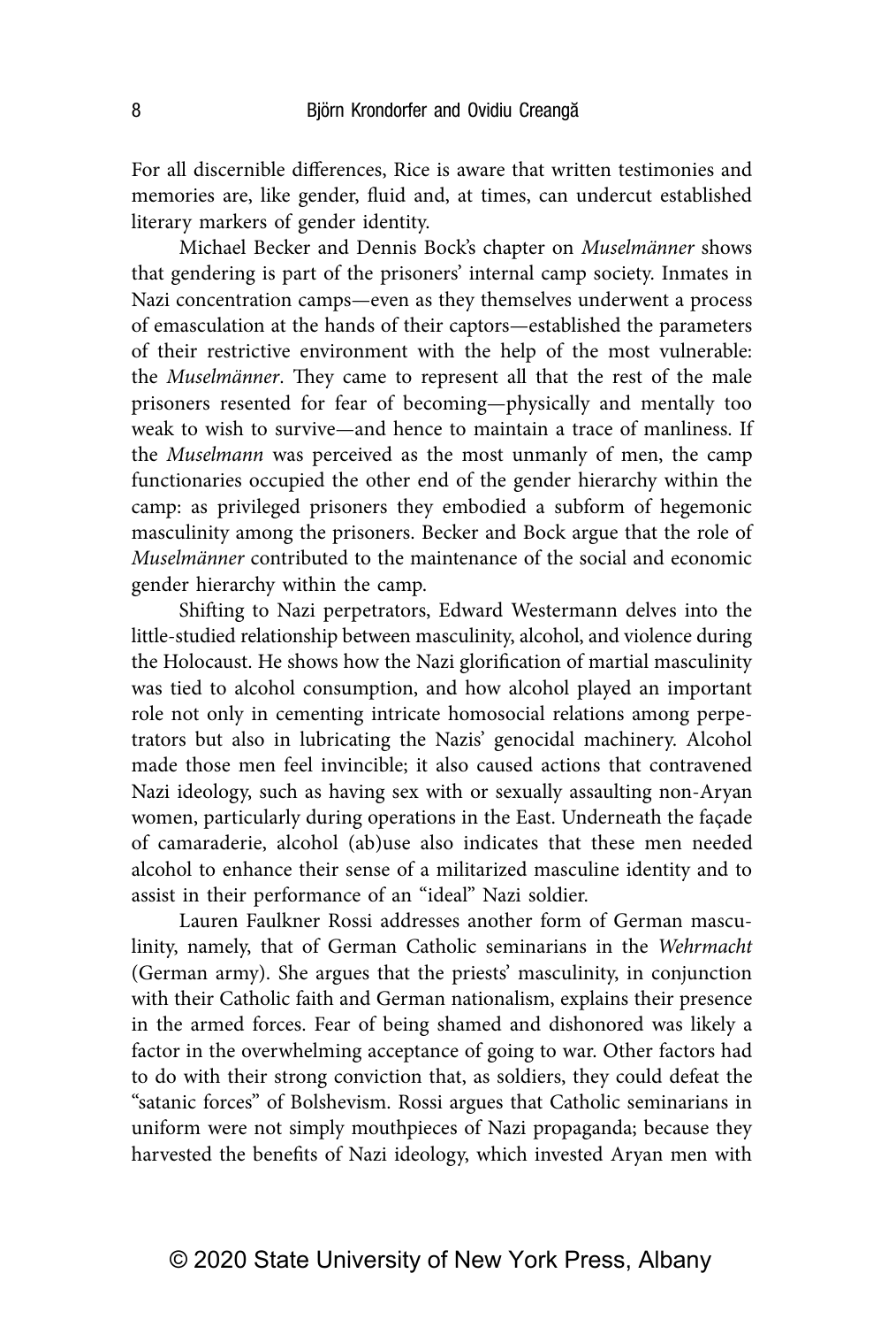For all discernible differences, Rice is aware that written testimonies and memories are, like gender, fluid and, at times, can undercut established literary markers of gender identity.

Michael Becker and Dennis Bock's chapter on *Muselmänner* shows that gendering is part of the prisoners' internal camp society. Inmates in Nazi concentration camps—even as they themselves underwent a process of emasculation at the hands of their captors—established the parameters of their restrictive environment with the help of the most vulnerable: the *Muselmänner*. They came to represent all that the rest of the male prisoners resented for fear of becoming—physically and mentally too weak to wish to survive—and hence to maintain a trace of manliness. If the *Muselmann* was perceived as the most unmanly of men, the camp functionaries occupied the other end of the gender hierarchy within the camp: as privileged prisoners they embodied a subform of hegemonic masculinity among the prisoners. Becker and Bock argue that the role of *Muselmänner* contributed to the maintenance of the social and economic gender hierarchy within the camp.

Shifting to Nazi perpetrators, Edward Westermann delves into the little-studied relationship between masculinity, alcohol, and violence during the Holocaust. He shows how the Nazi glorification of martial masculinity was tied to alcohol consumption, and how alcohol played an important role not only in cementing intricate homosocial relations among perpetrators but also in lubricating the Nazis' genocidal machinery. Alcohol made those men feel invincible; it also caused actions that contravened Nazi ideology, such as having sex with or sexually assaulting non-Aryan women, particularly during operations in the East. Underneath the façade of camaraderie, alcohol (ab)use also indicates that these men needed alcohol to enhance their sense of a militarized masculine identity and to assist in their performance of an "ideal" Nazi soldier.

Lauren Faulkner Rossi addresses another form of German masculinity, namely, that of German Catholic seminarians in the *Wehrmacht* (German army). She argues that the priests' masculinity, in conjunction with their Catholic faith and German nationalism, explains their presence in the armed forces. Fear of being shamed and dishonored was likely a factor in the overwhelming acceptance of going to war. Other factors had to do with their strong conviction that, as soldiers, they could defeat the "satanic forces" of Bolshevism. Rossi argues that Catholic seminarians in uniform were not simply mouthpieces of Nazi propaganda; because they harvested the benefits of Nazi ideology, which invested Aryan men with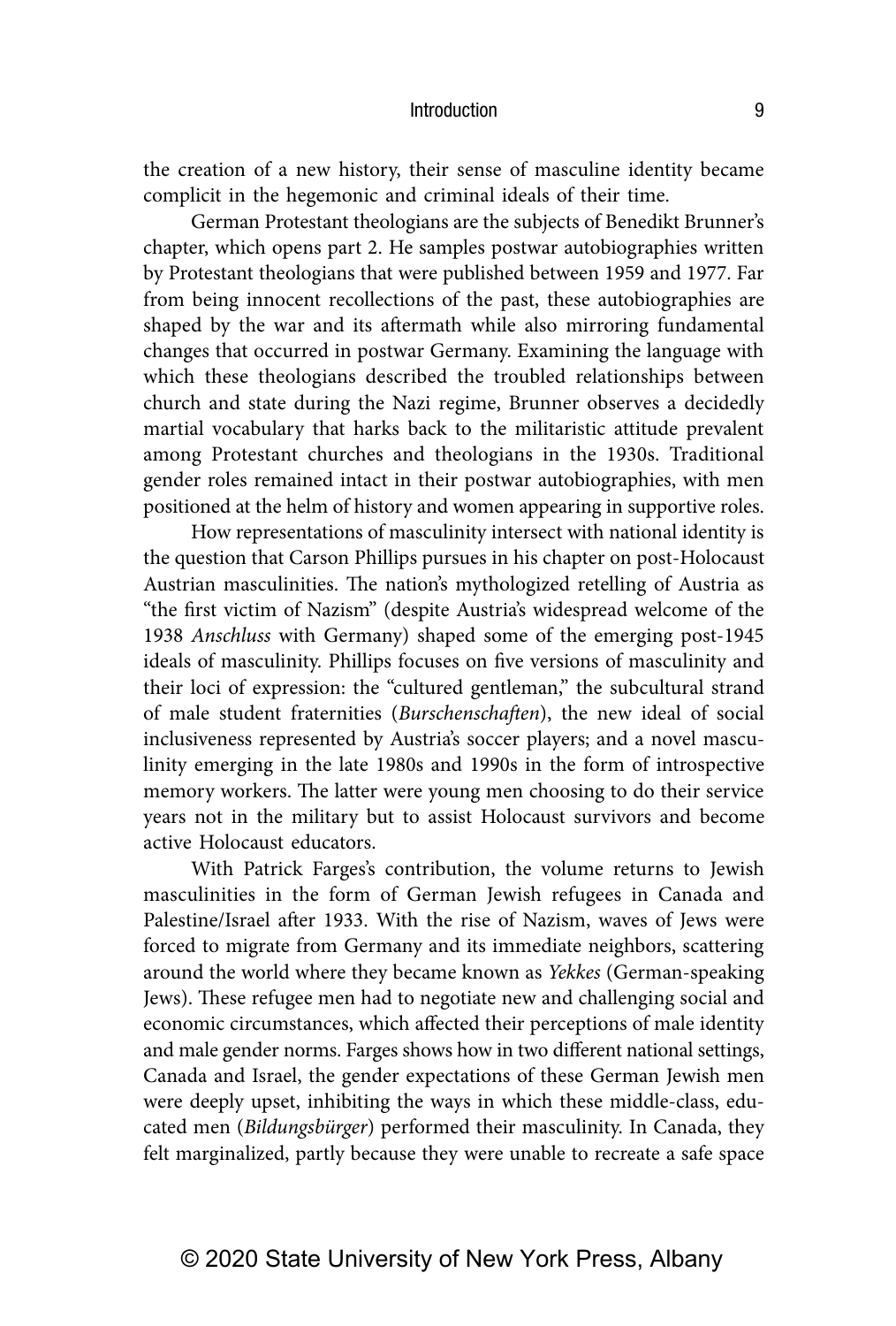the creation of a new history, their sense of masculine identity became complicit in the hegemonic and criminal ideals of their time.

German Protestant theologians are the subjects of Benedikt Brunner's chapter, which opens part 2. He samples postwar autobiographies written by Protestant theologians that were published between 1959 and 1977. Far from being innocent recollections of the past, these autobiographies are shaped by the war and its aftermath while also mirroring fundamental changes that occurred in postwar Germany. Examining the language with which these theologians described the troubled relationships between church and state during the Nazi regime, Brunner observes a decidedly martial vocabulary that harks back to the militaristic attitude prevalent among Protestant churches and theologians in the 1930s. Traditional gender roles remained intact in their postwar autobiographies, with men positioned at the helm of history and women appearing in supportive roles.

How representations of masculinity intersect with national identity is the question that Carson Phillips pursues in his chapter on post-Holocaust Austrian masculinities. The nation's mythologized retelling of Austria as "the first victim of Nazism" (despite Austria's widespread welcome of the 1938 *Anschluss* with Germany) shaped some of the emerging post-1945 ideals of masculinity. Phillips focuses on five versions of masculinity and their loci of expression: the "cultured gentleman," the subcultural strand of male student fraternities (*Burschenschaften*), the new ideal of social inclusiveness represented by Austria's soccer players; and a novel masculinity emerging in the late 1980s and 1990s in the form of introspective memory workers. The latter were young men choosing to do their service years not in the military but to assist Holocaust survivors and become active Holocaust educators.

With Patrick Farges's contribution, the volume returns to Jewish masculinities in the form of German Jewish refugees in Canada and Palestine/Israel after 1933. With the rise of Nazism, waves of Jews were forced to migrate from Germany and its immediate neighbors, scattering around the world where they became known as *Yekkes* (German-speaking Jews). These refugee men had to negotiate new and challenging social and economic circumstances, which affected their perceptions of male identity and male gender norms. Farges shows how in two different national settings, Canada and Israel, the gender expectations of these German Jewish men were deeply upset, inhibiting the ways in which these middle-class, educated men (*Bildungsbürger*) performed their masculinity. In Canada, they felt marginalized, partly because they were unable to recreate a safe space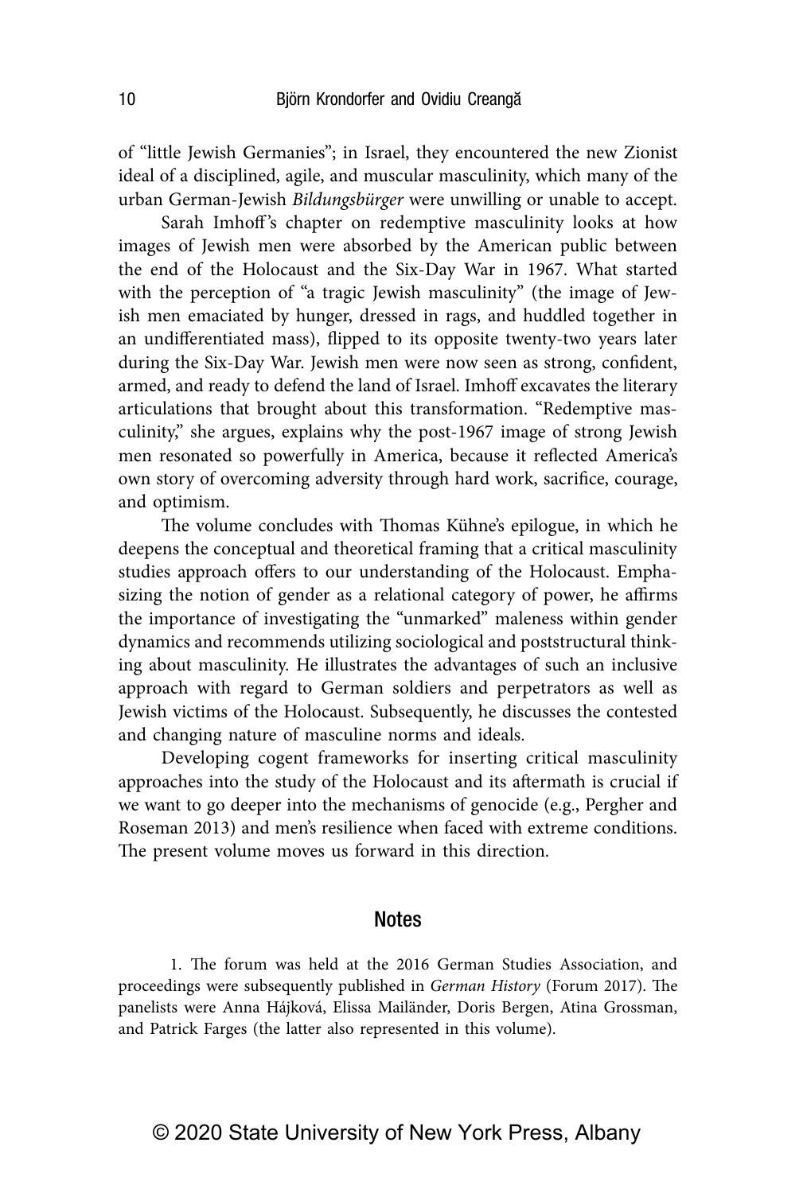of "little Jewish Germanies"; in Israel, they encountered the new Zionist ideal of a disciplined, agile, and muscular masculinity, which many of the urban German-Jewish *Bildungsbürger* were unwilling or unable to accept.

Sarah Imhoff's chapter on redemptive masculinity looks at how images of Jewish men were absorbed by the American public between the end of the Holocaust and the Six-Day War in 1967. What started with the perception of "a tragic Jewish masculinity" (the image of Jewish men emaciated by hunger, dressed in rags, and huddled together in an undifferentiated mass), flipped to its opposite twenty-two years later during the Six-Day War. Jewish men were now seen as strong, confident, armed, and ready to defend the land of Israel. Imhoff excavates the literary articulations that brought about this transformation. "Redemptive masculinity," she argues, explains why the post-1967 image of strong Jewish men resonated so powerfully in America, because it reflected America's own story of overcoming adversity through hard work, sacrifice, courage, and optimism.

The volume concludes with Thomas Kühne's epilogue, in which he deepens the conceptual and theoretical framing that a critical masculinity studies approach offers to our understanding of the Holocaust. Emphasizing the notion of gender as a relational category of power, he affirms the importance of investigating the "unmarked" maleness within gender dynamics and recommends utilizing sociological and poststructural thinking about masculinity. He illustrates the advantages of such an inclusive approach with regard to German soldiers and perpetrators as well as Jewish victims of the Holocaust. Subsequently, he discusses the contested and changing nature of masculine norms and ideals.

Developing cogent frameworks for inserting critical masculinity approaches into the study of the Holocaust and its aftermath is crucial if we want to go deeper into the mechanisms of genocide (e.g., Pergher and Roseman 2013) and men's resilience when faced with extreme conditions. The present volume moves us forward in this direction.

## Notes

1. The forum was held at the 2016 German Studies Association, and proceedings were subsequently published in *German History* (Forum 2017). The panelists were Anna Hájková, Elissa Mailänder, Doris Bergen, Atina Grossman, and Patrick Farges (the latter also represented in this volume).

© 2020 State University of New York Press, Albany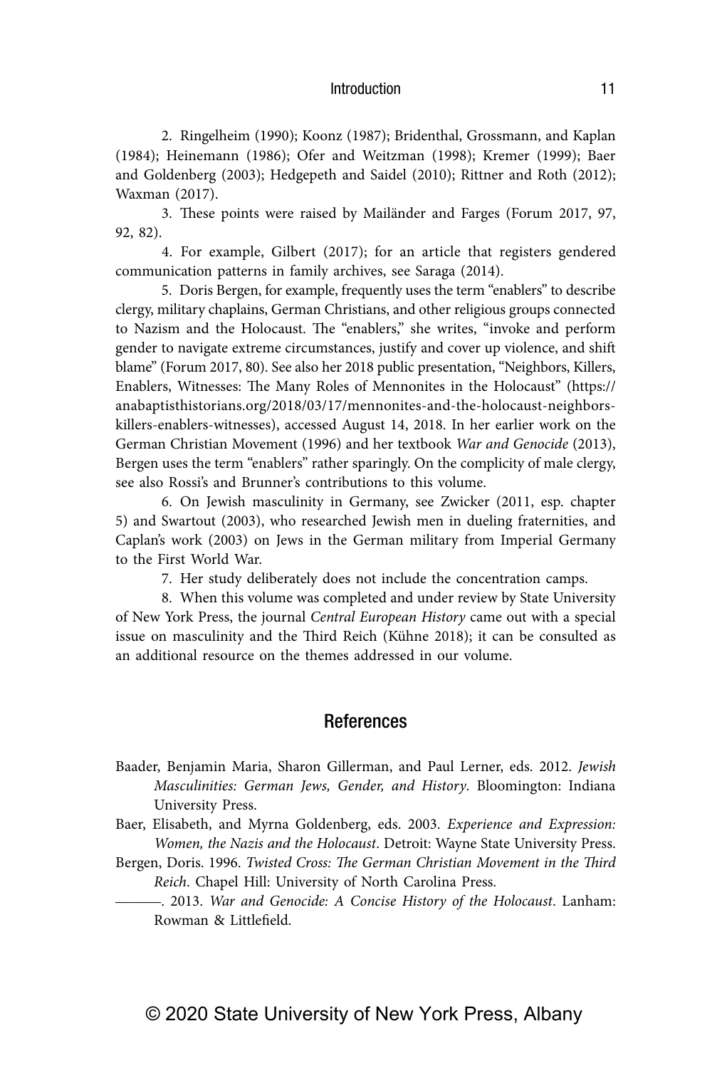2. Ringelheim (1990); Koonz (1987); Bridenthal, Grossmann, and Kaplan (1984); Heinemann (1986); Ofer and Weitzman (1998); Kremer (1999); Baer and Goldenberg (2003); Hedgepeth and Saidel (2010); Rittner and Roth (2012); Waxman (2017).

3. These points were raised by Mailänder and Farges (Forum 2017, 97, 92, 82).

4. For example, Gilbert (2017); for an article that registers gendered communication patterns in family archives, see Saraga (2014).

5. Doris Bergen, for example, frequently uses the term "enablers" to describe clergy, military chaplains, German Christians, and other religious groups connected to Nazism and the Holocaust. The "enablers," she writes, "invoke and perform gender to navigate extreme circumstances, justify and cover up violence, and shift blame" (Forum 2017, 80). See also her 2018 public presentation, "Neighbors, Killers, Enablers, Witnesses: The Many Roles of Mennonites in the Holocaust" (https://anabaptisthistorians.org/2018/03/17/mennonites-and-the-holocaust-neighbors-killers-enablers-witnesses), accessed August 14, 2018. In her earlier work on the German Christian Movement (1996) and her textbook *War and Genocide* (2013), Bergen uses the term "enablers" rather sparingly. On the complicity of male clergy, see also Rossi's and Brunner's contributions to this volume.

6. On Jewish masculinity in Germany, see Zwicker (2011, esp. chapter 5) and Swartout (2003), who researched Jewish men in dueling fraternities, and Caplan's work (2003) on Jews in the German military from Imperial Germany to the First World War.

7. Her study deliberately does not include the concentration camps.

8. When this volume was completed and under review by State University of New York Press, the journal *Central European History* came out with a special issue on masculinity and the Third Reich (Kühne 2018); it can be consulted as an additional resource on the themes addressed in our volume.

## References

Baader, Benjamin Maria, Sharon Gillerman, and Paul Lerner, eds. 2012. *Jewish Masculinities: German Jews, Gender, and History*. Bloomington: Indiana University Press.

Baer, Elisabeth, and Myrna Goldenberg, eds. 2003. *Experience and Expression: Women, the Nazis and the Holocaust*. Detroit: Wayne State University Press.

Bergen, Doris. 1996. *Twisted Cross: The German Christian Movement in the Third Reich*. Chapel Hill: University of North Carolina Press.

———. 2013. *War and Genocide: A Concise History of the Holocaust*. Lanham: Rowman & Littlefield.

© 2020 State University of New York Press, Albany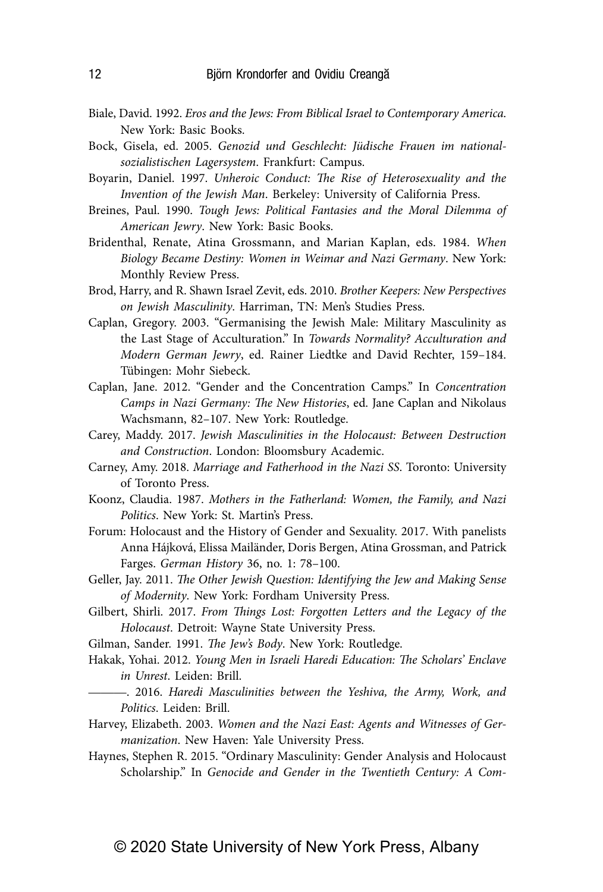Biale, David. 1992. *Eros and the Jews: From Biblical Israel to Contemporary America*. New York: Basic Books.

Bock, Gisela, ed. 2005. *Genozid und Geschlecht: Jüdische Frauen im nationalsozialistischen Lagersystem*. Frankfurt: Campus.

Boyarin, Daniel. 1997. *Unheroic Conduct: The Rise of Heterosexuality and the Invention of the Jewish Man*. Berkeley: University of California Press.

Breines, Paul. 1990. *Tough Jews: Political Fantasies and the Moral Dilemma of American Jewry*. New York: Basic Books.

Bridenthal, Renate, Atina Grossmann, and Marian Kaplan, eds. 1984. *When Biology Became Destiny: Women in Weimar and Nazi Germany*. New York: Monthly Review Press.

Brod, Harry, and R. Shawn Israel Zevit, eds. 2010. *Brother Keepers: New Perspectives on Jewish Masculinity*. Harriman, TN: Men's Studies Press.

Caplan, Gregory. 2003. "Germanising the Jewish Male: Military Masculinity as the Last Stage of Acculturation." In *Towards Normality? Acculturation and Modern German Jewry*, ed. Rainer Liedtke and David Rechter, 159–184. Tübingen: Mohr Siebeck.

Caplan, Jane. 2012. "Gender and the Concentration Camps." In *Concentration Camps in Nazi Germany: The New Histories*, ed. Jane Caplan and Nikolaus Wachsmann, 82–107. New York: Routledge.

Carey, Maddy. 2017. *Jewish Masculinities in the Holocaust: Between Destruction and Construction*. London: Bloomsbury Academic.

Carney, Amy. 2018. *Marriage and Fatherhood in the Nazi SS*. Toronto: University of Toronto Press.

Koonz, Claudia. 1987. *Mothers in the Fatherland: Women, the Family, and Nazi Politics*. New York: St. Martin's Press.

Forum: Holocaust and the History of Gender and Sexuality. 2017. With panelists Anna Hájková, Elissa Mailänder, Doris Bergen, Atina Grossman, and Patrick Farges. *German History* 36, no. 1: 78–100.

Geller, Jay. 2011. *The Other Jewish Question: Identifying the Jew and Making Sense of Modernity*. New York: Fordham University Press.

Gilbert, Shirli. 2017. *From Things Lost: Forgotten Letters and the Legacy of the Holocaust*. Detroit: Wayne State University Press.

Gilman, Sander. 1991. *The Jew's Body*. New York: Routledge.

Hakak, Yohai. 2012. *Young Men in Israeli Haredi Education: The Scholars' Enclave in Unrest*. Leiden: Brill.

———. 2016. *Haredi Masculinities between the Yeshiva, the Army, Work, and Politics*. Leiden: Brill.

Harvey, Elizabeth. 2003. *Women and the Nazi East: Agents and Witnesses of Germanization*. New Haven: Yale University Press.

Haynes, Stephen R. 2015. "Ordinary Masculinity: Gender Analysis and Holocaust Scholarship." In *Genocide and Gender in the Twentieth Century: A Com-*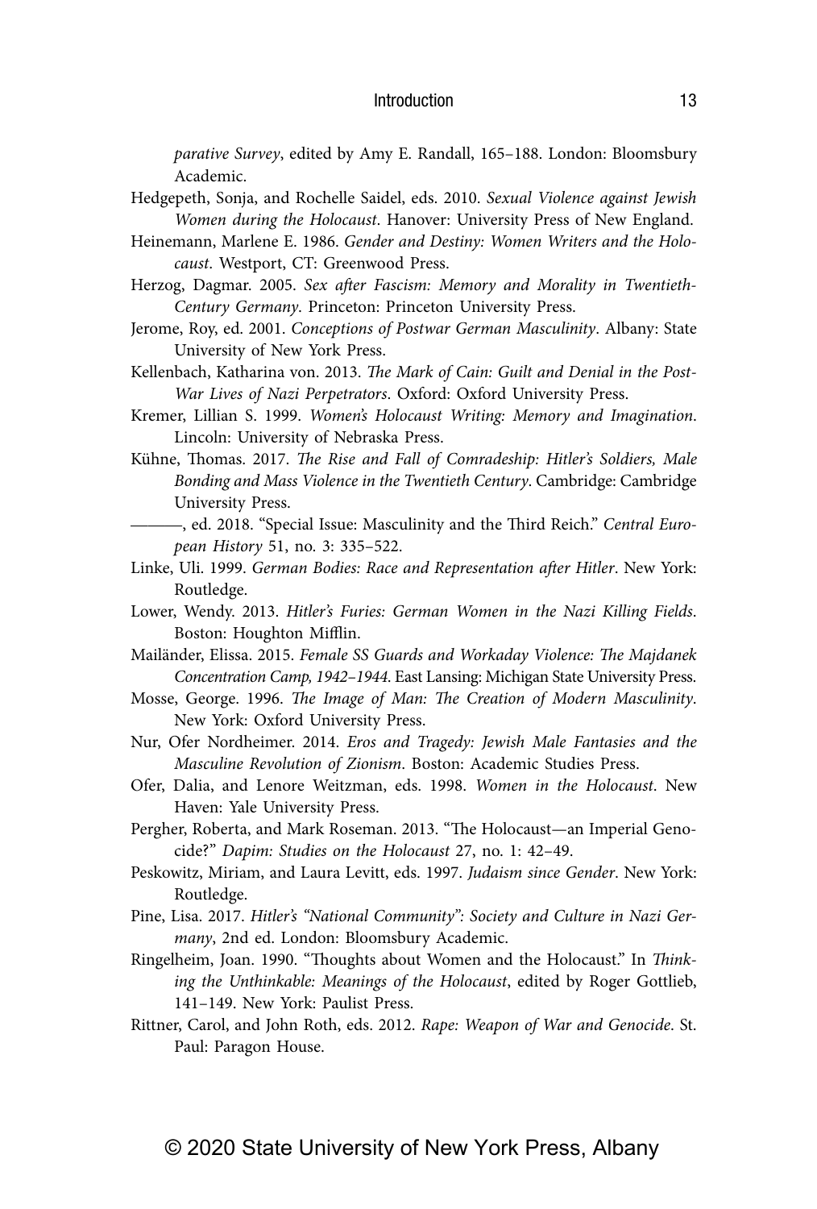*parative Survey*, edited by Amy E. Randall, 165–188. London: Bloomsbury Academic.

Hedgepeth, Sonja, and Rochelle Saidel, eds. 2010. *Sexual Violence against Jewish Women during the Holocaust*. Hanover: University Press of New England.

Heinemann, Marlene E. 1986. *Gender and Destiny: Women Writers and the Holocaust*. Westport, CT: Greenwood Press.

Herzog, Dagmar. 2005. *Sex after Fascism: Memory and Morality in Twentieth-Century Germany*. Princeton: Princeton University Press.

Jerome, Roy, ed. 2001. *Conceptions of Postwar German Masculinity*. Albany: State University of New York Press.

Kellenbach, Katharina von. 2013. *The Mark of Cain: Guilt and Denial in the Post-War Lives of Nazi Perpetrators*. Oxford: Oxford University Press.

Kremer, Lillian S. 1999. *Women's Holocaust Writing: Memory and Imagination*. Lincoln: University of Nebraska Press.

Kühne, Thomas. 2017. *The Rise and Fall of Comradeship: Hitler's Soldiers, Male Bonding and Mass Violence in the Twentieth Century*. Cambridge: Cambridge University Press.

———, ed. 2018. "Special Issue: Masculinity and the Third Reich." *Central European History* 51, no. 3: 335–522.

Linke, Uli. 1999. *German Bodies: Race and Representation after Hitler*. New York: Routledge.

Lower, Wendy. 2013. *Hitler's Furies: German Women in the Nazi Killing Fields*. Boston: Houghton Mifflin.

Mailänder, Elissa. 2015. *Female SS Guards and Workaday Violence: The Majdanek Concentration Camp, 1942–1944*. East Lansing: Michigan State University Press.

Mosse, George. 1996. *The Image of Man: The Creation of Modern Masculinity*. New York: Oxford University Press.

Nur, Ofer Nordheimer. 2014. *Eros and Tragedy: Jewish Male Fantasies and the Masculine Revolution of Zionism*. Boston: Academic Studies Press.

Ofer, Dalia, and Lenore Weitzman, eds. 1998. *Women in the Holocaust*. New Haven: Yale University Press.

Pergher, Roberta, and Mark Roseman. 2013. "The Holocaust—an Imperial Genocide?" *Dapim: Studies on the Holocaust* 27, no. 1: 42–49.

Peskowitz, Miriam, and Laura Levitt, eds. 1997. *Judaism since Gender*. New York: Routledge.

Pine, Lisa. 2017. *Hitler's "National Community": Society and Culture in Nazi Germany*, 2nd ed. London: Bloomsbury Academic.

Ringelheim, Joan. 1990. "Thoughts about Women and the Holocaust." In *Thinking the Unthinkable: Meanings of the Holocaust*, edited by Roger Gottlieb, 141–149. New York: Paulist Press.

Rittner, Carol, and John Roth, eds. 2012. *Rape: Weapon of War and Genocide*. St. Paul: Paragon House.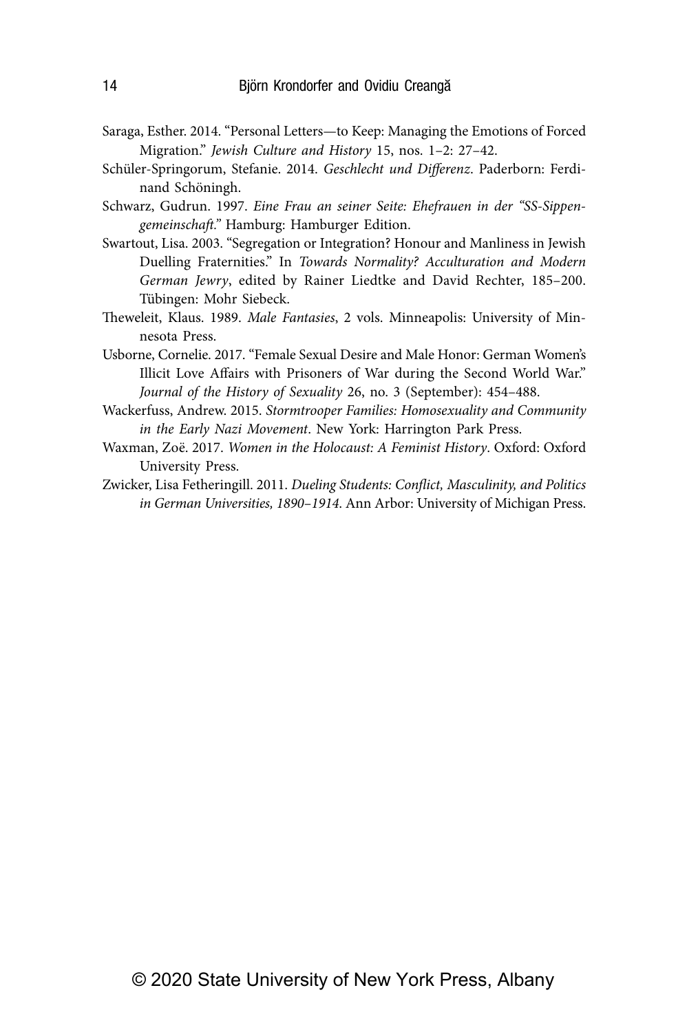Saraga, Esther. 2014. "Personal Letters—to Keep: Managing the Emotions of Forced Migration." *Jewish Culture and History* 15, nos. 1–2: 27–42.

Schüler-Springorum, Stefanie. 2014. *Geschlecht und Differenz*. Paderborn: Ferdinand Schöningh.

Schwarz, Gudrun. 1997. *Eine Frau an seiner Seite: Ehefrauen in der "SS-Sippengemeinschaft."* Hamburg: Hamburger Edition.

Swartout, Lisa. 2003. "Segregation or Integration? Honour and Manliness in Jewish Duelling Fraternities." In *Towards Normality? Acculturation and Modern German Jewry*, edited by Rainer Liedtke and David Rechter, 185–200. Tübingen: Mohr Siebeck.

Theweleit, Klaus. 1989. *Male Fantasies*, 2 vols. Minneapolis: University of Minnesota Press.

Usborne, Cornelie. 2017. "Female Sexual Desire and Male Honor: German Women's Illicit Love Affairs with Prisoners of War during the Second World War." *Journal of the History of Sexuality* 26, no. 3 (September): 454–488.

Wackerfuss, Andrew. 2015. *Stormtrooper Families: Homosexuality and Community in the Early Nazi Movement*. New York: Harrington Park Press.

Waxman, Zoë. 2017. *Women in the Holocaust: A Feminist History*. Oxford: Oxford University Press.

Zwicker, Lisa Fetheringill. 2011. *Dueling Students: Conflict, Masculinity, and Politics in German Universities, 1890–1914*. Ann Arbor: University of Michigan Press.

© 2020 State University of New York Press, Albany